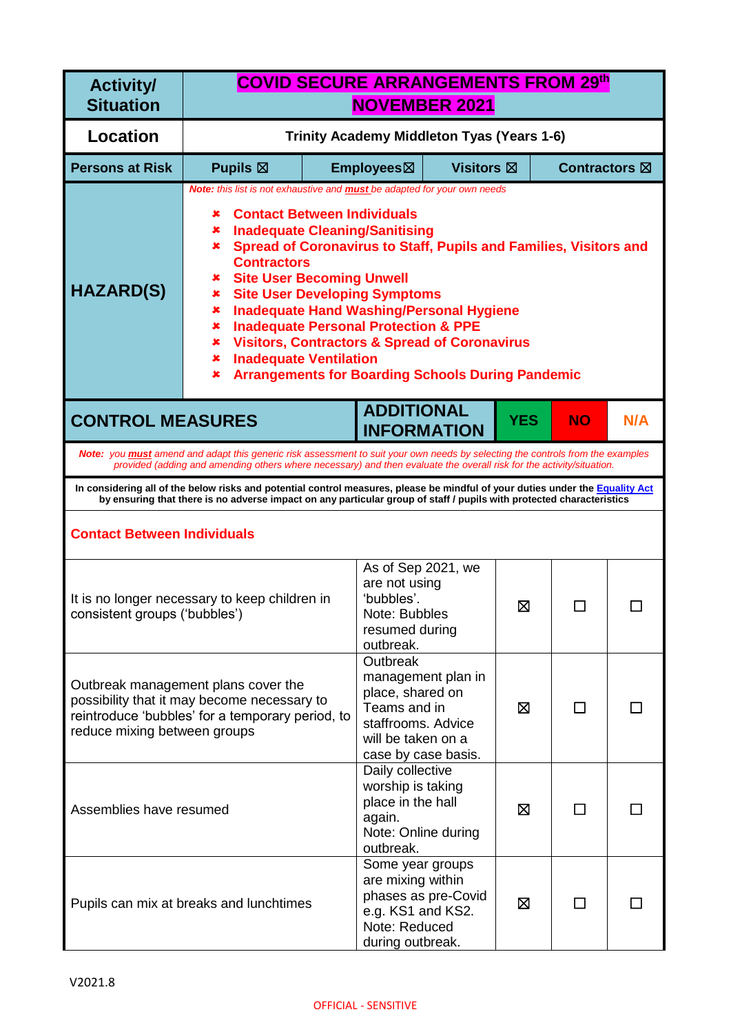| Activity/ Situation | COVID SECURE ARRANGEMENTS FROM 29th NOVEMBER 2021 | | | |
|---|---|---|---|---|
| **Location** | **Trinity Academy Middleton Tyas (Years 1-6)** | | | |
| **Persons at Risk** | **Pupils ☒** | **Employees☒** | **Visitors ☒** | **Contractors ☒** |

**HAZARD(S)**

*Note: this list is not exhaustive and **must** be adapted for your own needs*

- **Contact Between Individuals**
- **Inadequate Cleaning/Sanitising**
- **Spread of Coronavirus to Staff, Pupils and Families, Visitors and Contractors**
- **Site User Becoming Unwell**
- **Site User Developing Symptoms**
- **Inadequate Hand Washing/Personal Hygiene**
- **Inadequate Personal Protection & PPE**
- **Visitors, Contractors & Spread of Coronavirus**
- **Inadequate Ventilation**
- **Arrangements for Boarding Schools During Pandemic**

*Note: you **must** amend and adapt this generic risk assessment to suit your own needs by selecting the controls from the examples provided (adding and amending others where necessary) and then evaluate the overall risk for the activity/situation.*

**In considering all of the below risks and potential control measures, please be mindful of your duties under the Equality Act by ensuring that there is no adverse impact on any particular group of staff / pupils with protected characteristics**

| CONTROL MEASURES | ADDITIONAL INFORMATION | YES | NO | N/A |
|---|---|---|---|---|
| **Contact Between Individuals** | | | | |
| It is no longer necessary to keep children in consistent groups ('bubbles') | As of Sep 2021, we are not using 'bubbles'. Note: Bubbles resumed during outbreak. | ☒ | ☐ | ☐ |
| Outbreak management plans cover the possibility that it may become necessary to reintroduce 'bubbles' for a temporary period, to reduce mixing between groups | Outbreak management plan in place, shared on Teams and in staffrooms. Advice will be taken on a case by case basis. | ☒ | ☐ | ☐ |
| Assemblies have resumed | Daily collective worship is taking place in the hall again. Note: Online during outbreak. | ☒ | ☐ | ☐ |
| Pupils can mix at breaks and lunchtimes | Some year groups are mixing within phases as pre-Covid e.g. KS1 and KS2. Note: Reduced during outbreak. | ☒ | ☐ | ☐ |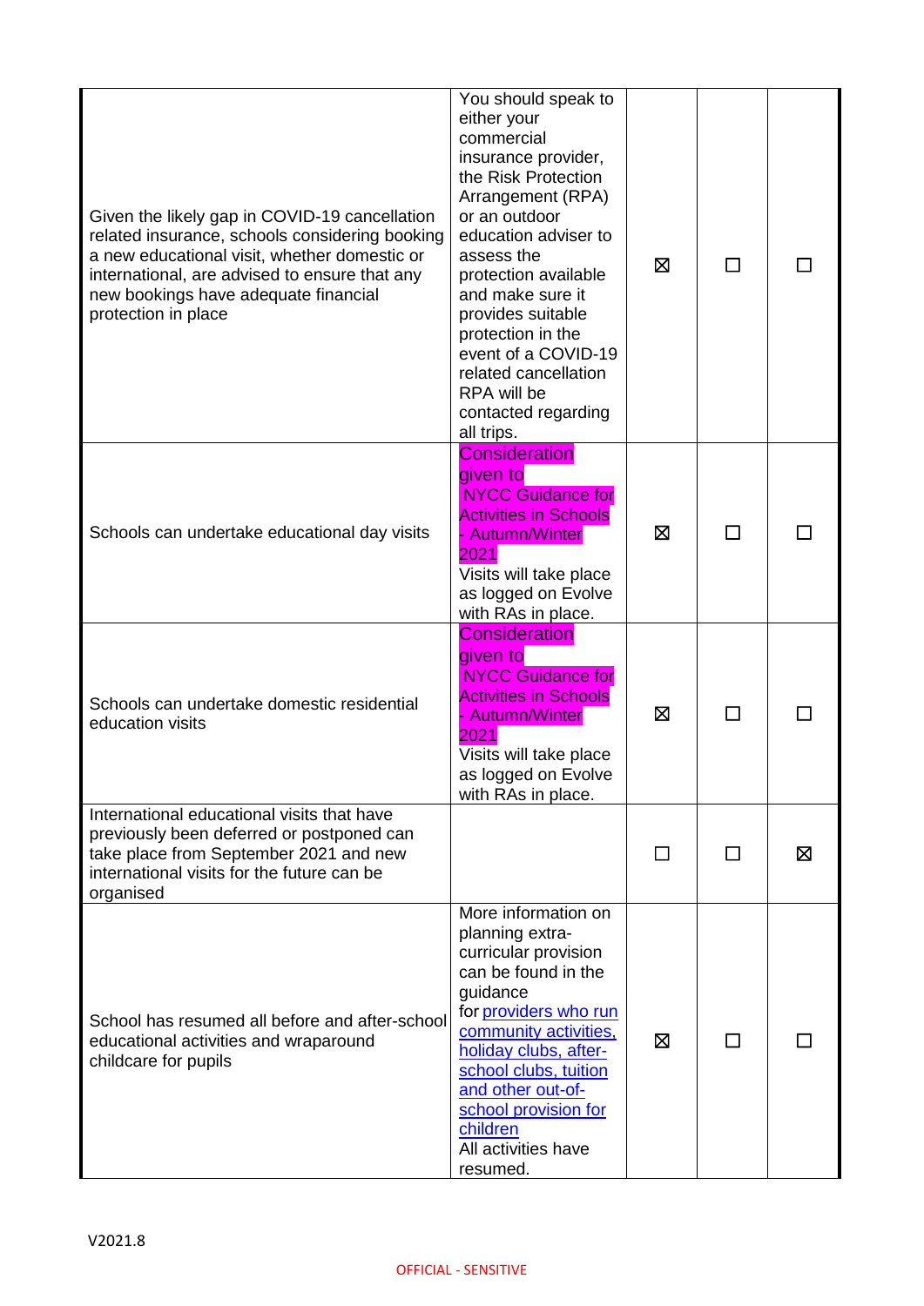| | | | | |
|---|---|---|---|---|
| Given the likely gap in COVID-19 cancellation related insurance, schools considering booking a new educational visit, whether domestic or international, are advised to ensure that any new bookings have adequate financial protection in place | You should speak to either your commercial insurance provider, the Risk Protection Arrangement (RPA) or an outdoor education adviser to assess the protection available and make sure it provides suitable protection in the event of a COVID-19 related cancellation RPA will be contacted regarding all trips. | ☒ | ☐ | ☐ |
| Schools can undertake educational day visits | Consideration given to NYCC Guidance for Activities in Schools - Autumn/Winter 2021 Visits will take place as logged on Evolve with RAs in place. | ☒ | ☐ | ☐ |
| Schools can undertake domestic residential education visits | Consideration given to NYCC Guidance for Activities in Schools - Autumn/Winter 2021 Visits will take place as logged on Evolve with RAs in place. | ☒ | ☐ | ☐ |
| International educational visits that have previously been deferred or postponed can take place from September 2021 and new international visits for the future can be organised | | ☐ | ☐ | ☒ |
| School has resumed all before and after-school educational activities and wraparound childcare for pupils | More information on planning extra-curricular provision can be found in the guidance for providers who run community activities, holiday clubs, after-school clubs, tuition and other out-of-school provision for children All activities have resumed. | ☒ | ☐ | ☐ |

V2021.8

OFFICIAL - SENSITIVE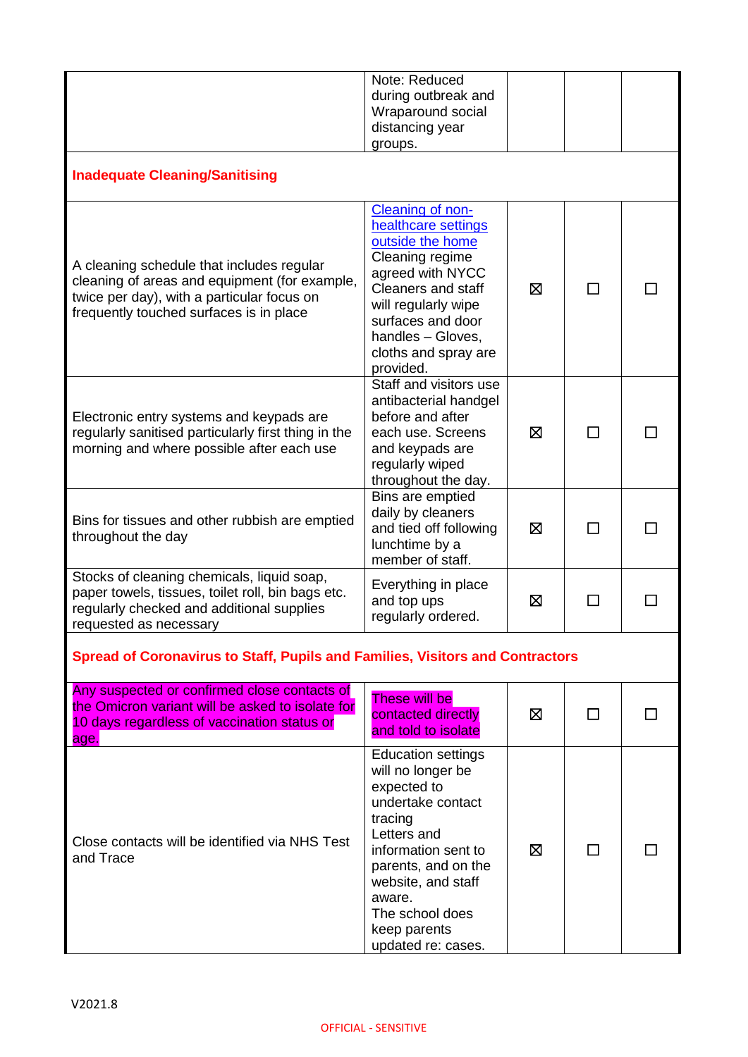| | | | | |
|---|---|---|---|---|
| | Note: Reduced during outbreak and Wraparound social distancing year groups. | | | |
| **Inadequate Cleaning/Sanitising** | | | | |
| A cleaning schedule that includes regular cleaning of areas and equipment (for example, twice per day), with a particular focus on frequently touched surfaces is in place | [Cleaning of non-healthcare settings outside the home]() Cleaning regime agreed with NYCC Cleaners and staff will regularly wipe surfaces and door handles – Gloves, cloths and spray are provided. | ☒ | ☐ | ☐ |
| Electronic entry systems and keypads are regularly sanitised particularly first thing in the morning and where possible after each use | Staff and visitors use antibacterial handgel before and after each use. Screens and keypads are regularly wiped throughout the day. | ☒ | ☐ | ☐ |
| Bins for tissues and other rubbish are emptied throughout the day | Bins are emptied daily by cleaners and tied off following lunchtime by a member of staff. | ☒ | ☐ | ☐ |
| Stocks of cleaning chemicals, liquid soap, paper towels, tissues, toilet roll, bin bags etc. regularly checked and additional supplies requested as necessary | Everything in place and top ups regularly ordered. | ☒ | ☐ | ☐ |
| **Spread of Coronavirus to Staff, Pupils and Families, Visitors and Contractors** | | | | |
| Any suspected or confirmed close contacts of the Omicron variant will be asked to isolate for 10 days regardless of vaccination status or age. | These will be contacted directly and told to isolate | ☒ | ☐ | ☐ |
| Close contacts will be identified via NHS Test and Trace | Education settings will no longer be expected to undertake contact tracing Letters and information sent to parents, and on the website, and staff aware. The school does keep parents updated re: cases. | ☒ | ☐ | ☐ |

V2021.8

OFFICIAL - SENSITIVE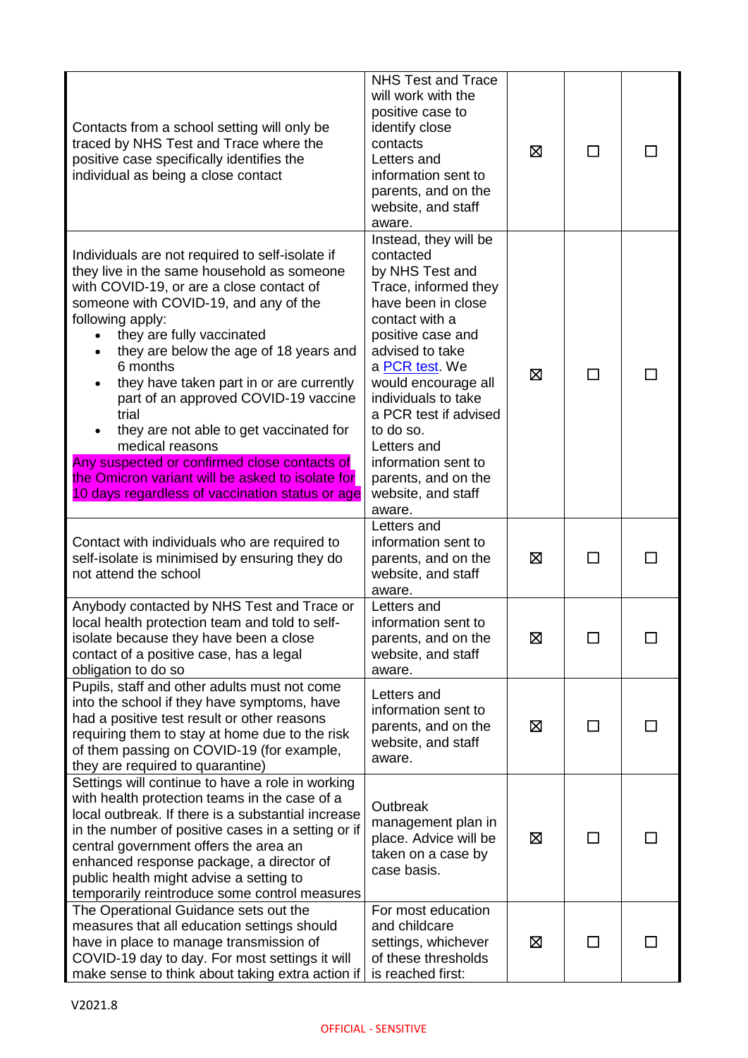| | | | | |
|---|---|---|---|---|
| Contacts from a school setting will only be traced by NHS Test and Trace where the positive case specifically identifies the individual as being a close contact | NHS Test and Trace will work with the positive case to identify close contacts<br>Letters and information sent to parents, and on the website, and staff aware. | ☒ | ☐ | ☐ |
| Individuals are not required to self-isolate if they live in the same household as someone with COVID-19, or are a close contact of someone with COVID-19, and any of the following apply:<br>• they are fully vaccinated<br>• they are below the age of 18 years and 6 months<br>• they have taken part in or are currently part of an approved COVID-19 vaccine trial<br>• they are not able to get vaccinated for medical reasons<br>Any suspected or confirmed close contacts of the Omicron variant will be asked to isolate for 10 days regardless of vaccination status or age | Instead, they will be contacted by NHS Test and Trace, informed they have been in close contact with a positive case and advised to take a PCR test. We would encourage all individuals to take a PCR test if advised to do so.<br>Letters and information sent to parents, and on the website, and staff aware. | ☒ | ☐ | ☐ |
| Contact with individuals who are required to self-isolate is minimised by ensuring they do not attend the school | Letters and information sent to parents, and on the website, and staff aware. | ☒ | ☐ | ☐ |
| Anybody contacted by NHS Test and Trace or local health protection team and told to self-isolate because they have been a close contact of a positive case, has a legal obligation to do so | Letters and information sent to parents, and on the website, and staff aware. | ☒ | ☐ | ☐ |
| Pupils, staff and other adults must not come into the school if they have symptoms, have had a positive test result or other reasons requiring them to stay at home due to the risk of them passing on COVID-19 (for example, they are required to quarantine) | Letters and information sent to parents, and on the website, and staff aware. | ☒ | ☐ | ☐ |
| Settings will continue to have a role in working with health protection teams in the case of a local outbreak. If there is a substantial increase in the number of positive cases in a setting or if central government offers the area an enhanced response package, a director of public health might advise a setting to temporarily reintroduce some control measures | Outbreak management plan in place. Advice will be taken on a case by case basis. | ☒ | ☐ | ☐ |
| The Operational Guidance sets out the measures that all education settings should have in place to manage transmission of COVID-19 day to day. For most settings it will make sense to think about taking extra action if | For most education and childcare settings, whichever of these thresholds is reached first: | ☒ | ☐ | ☐ |

V2021.8

OFFICIAL - SENSITIVE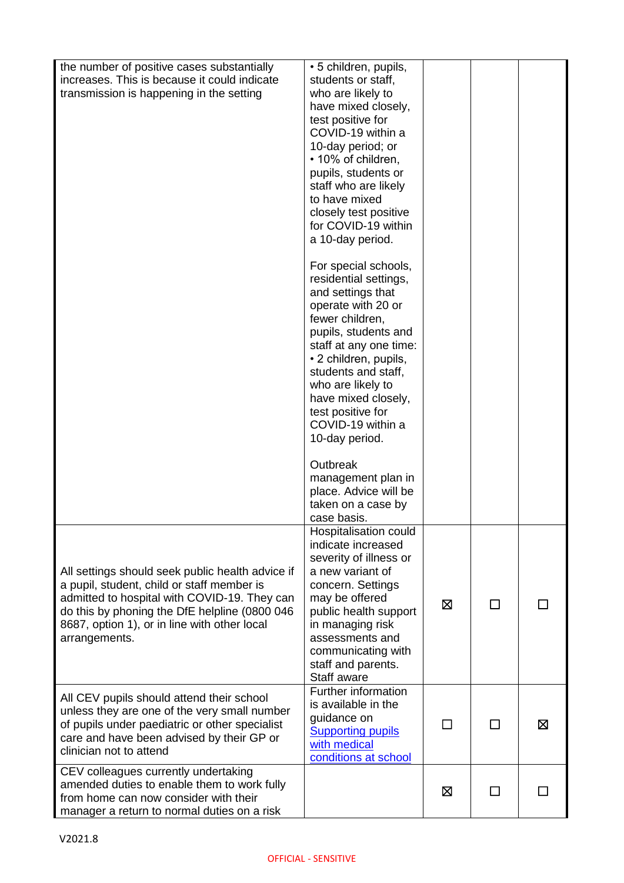| | | | | |
|---|---|---|---|---|
| the number of positive cases substantially increases. This is because it could indicate transmission is happening in the setting | • 5 children, pupils, students or staff, who are likely to have mixed closely, test positive for COVID-19 within a 10-day period; or<br>• 10% of children, pupils, students or staff who are likely to have mixed closely test positive for COVID-19 within a 10-day period.<br><br>For special schools, residential settings, and settings that operate with 20 or fewer children, pupils, students and staff at any one time:<br>• 2 children, pupils, students and staff, who are likely to have mixed closely, test positive for COVID-19 within a 10-day period.<br><br>Outbreak management plan in place. Advice will be taken on a case by case basis. | | | |
| All settings should seek public health advice if a pupil, student, child or staff member is admitted to hospital with COVID-19. They can do this by phoning the DfE helpline (0800 046 8687, option 1), or in line with other local arrangements. | Hospitalisation could indicate increased severity of illness or a new variant of concern. Settings may be offered public health support in managing risk assessments and communicating with staff and parents. Staff aware | ☒ | ☐ | ☐ |
| All CEV pupils should attend their school unless they are one of the very small number of pupils under paediatric or other specialist care and have been advised by their GP or clinician not to attend | Further information is available in the guidance on [Supporting pupils with medical conditions at school]() | ☐ | ☐ | ☒ |
| CEV colleagues currently undertaking amended duties to enable them to work fully from home can now consider with their manager a return to normal duties on a risk | | ☒ | ☐ | ☐ |

V2021.8

OFFICIAL - SENSITIVE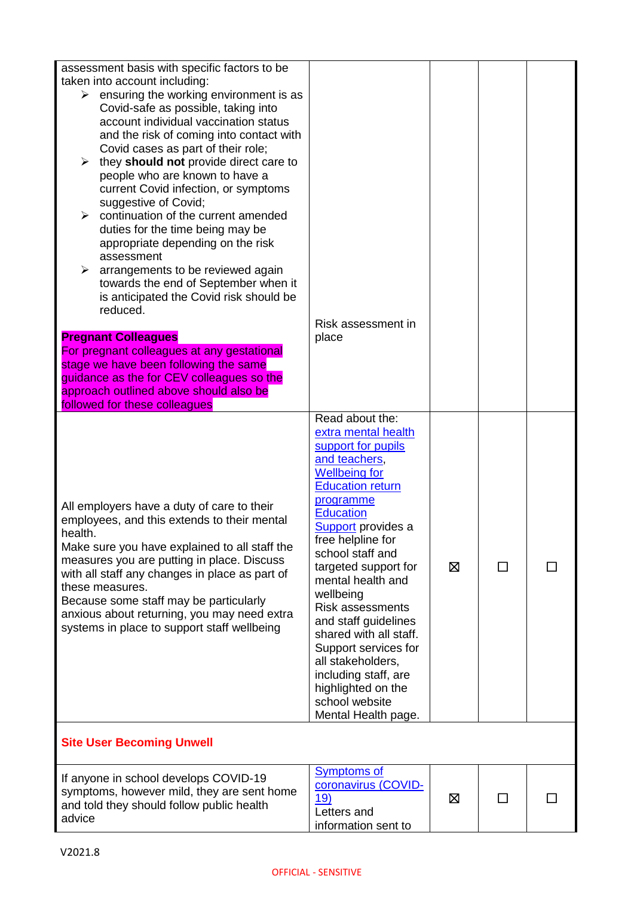| | | | | |
|---|---|---|---|---|
| assessment basis with specific factors to be taken into account including:<br>➢ ensuring the working environment is as Covid-safe as possible, taking into account individual vaccination status and the risk of coming into contact with Covid cases as part of their role;<br>➢ they **should not** provide direct care to people who are known to have a current Covid infection, or symptoms suggestive of Covid;<br>➢ continuation of the current amended duties for the time being may be appropriate depending on the risk assessment<br>➢ arrangements to be reviewed again towards the end of September when it is anticipated the Covid risk should be reduced.<br><br>**Pregnant Colleagues**<br>For pregnant colleagues at any gestational stage we have been following the same guidance as the for CEV colleagues so the approach outlined above should also be followed for these colleagues | Risk assessment in place | | | |
| All employers have a duty of care to their employees, and this extends to their mental health.<br>Make sure you have explained to all staff the measures you are putting in place. Discuss with all staff any changes in place as part of these measures.<br>Because some staff may be particularly anxious about returning, you may need extra systems in place to support staff wellbeing | Read about the: extra mental health support for pupils and teachers, Wellbeing for Education return programme Education Support provides a free helpline for school staff and targeted support for mental health and wellbeing<br>Risk assessments and staff guidelines shared with all staff.<br>Support services for all stakeholders, including staff, are highlighted on the school website Mental Health page. | ☒ | ☐ | ☐ |
| **Site User Becoming Unwell** | | | | |
| If anyone in school develops COVID-19 symptoms, however mild, they are sent home and told they should follow public health advice | Symptoms of coronavirus (COVID-19)<br>Letters and information sent to | ☒ | ☐ | ☐ |

V2021.8

OFFICIAL - SENSITIVE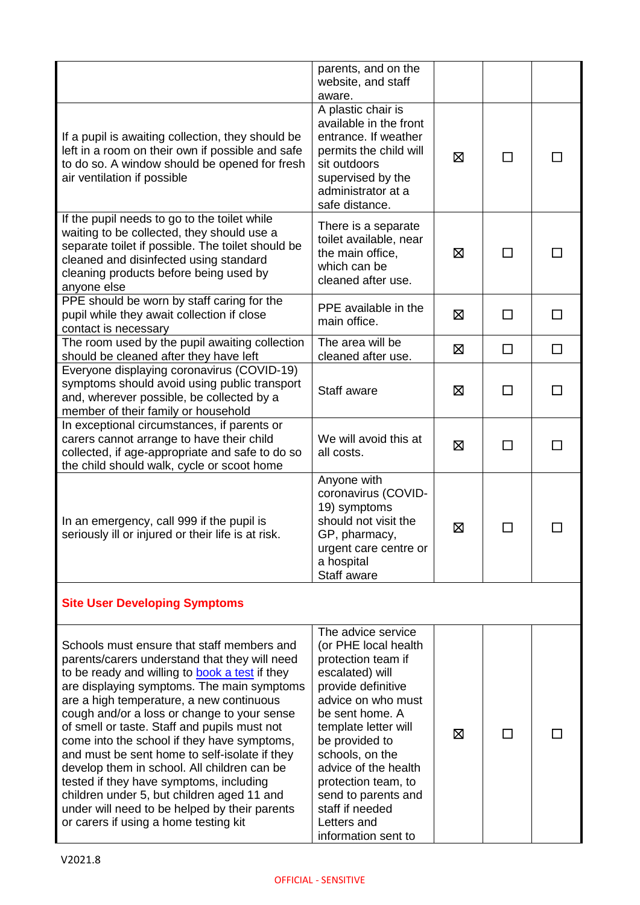| | | | | |
|---|---|---|---|---|
| | parents, and on the website, and staff aware. | | | |
| If a pupil is awaiting collection, they should be left in a room on their own if possible and safe to do so. A window should be opened for fresh air ventilation if possible | A plastic chair is available in the front entrance. If weather permits the child will sit outdoors supervised by the administrator at a safe distance. | ☒ | ☐ | ☐ |
| If the pupil needs to go to the toilet while waiting to be collected, they should use a separate toilet if possible. The toilet should be cleaned and disinfected using standard cleaning products before being used by anyone else | There is a separate toilet available, near the main office, which can be cleaned after use. | ☒ | ☐ | ☐ |
| PPE should be worn by staff caring for the pupil while they await collection if close contact is necessary | PPE available in the main office. | ☒ | ☐ | ☐ |
| The room used by the pupil awaiting collection should be cleaned after they have left | The area will be cleaned after use. | ☒ | ☐ | ☐ |
| Everyone displaying coronavirus (COVID-19) symptoms should avoid using public transport and, wherever possible, be collected by a member of their family or household | Staff aware | ☒ | ☐ | ☐ |
| In exceptional circumstances, if parents or carers cannot arrange to have their child collected, if age-appropriate and safe to do so the child should walk, cycle or scoot home | We will avoid this at all costs. | ☒ | ☐ | ☐ |
| In an emergency, call 999 if the pupil is seriously ill or injured or their life is at risk. | Anyone with coronavirus (COVID-19) symptoms should not visit the GP, pharmacy, urgent care centre or a hospital<br>Staff aware | ☒ | ☐ | ☐ |
| **Site User Developing Symptoms** | | | | |
| Schools must ensure that staff members and parents/carers understand that they will need to be ready and willing to book a test if they are displaying symptoms. The main symptoms are a high temperature, a new continuous cough and/or a loss or change to your sense of smell or taste. Staff and pupils must not come into the school if they have symptoms, and must be sent home to self-isolate if they develop them in school. All children can be tested if they have symptoms, including children under 5, but children aged 11 and under will need to be helped by their parents or carers if using a home testing kit | The advice service (or PHE local health protection team if escalated) will provide definitive advice on who must be sent home. A template letter will be provided to schools, on the advice of the health protection team, to send to parents and staff if needed<br>Letters and information sent to | ☒ | ☐ | ☐ |

V2021.8

OFFICIAL - SENSITIVE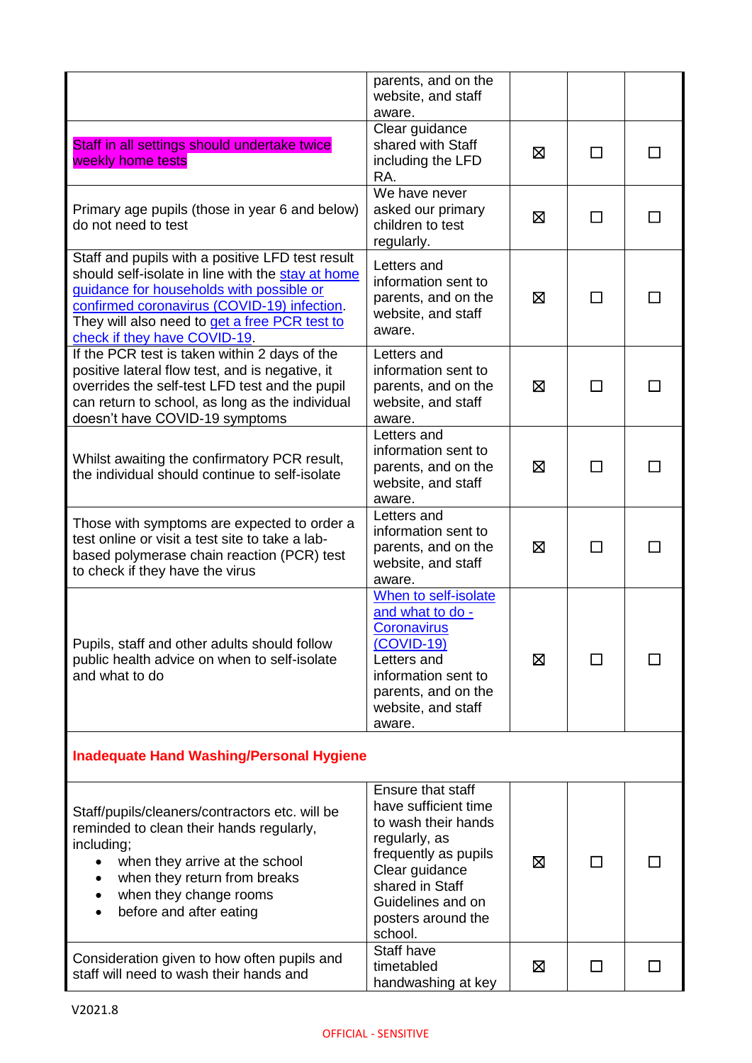| | | | | |
|---|---|---|---|---|
| | parents, and on the website, and staff aware. | | | |
| Staff in all settings should undertake twice weekly home tests | Clear guidance shared with Staff including the LFD RA. | ☒ | ☐ | ☐ |
| Primary age pupils (those in year 6 and below) do not need to test | We have never asked our primary children to test regularly. | ☒ | ☐ | ☐ |
| Staff and pupils with a positive LFD test result should self-isolate in line with the stay at home guidance for households with possible or confirmed coronavirus (COVID-19) infection. They will also need to get a free PCR test to check if they have COVID-19. | Letters and information sent to parents, and on the website, and staff aware. | ☒ | ☐ | ☐ |
| If the PCR test is taken within 2 days of the positive lateral flow test, and is negative, it overrides the self-test LFD test and the pupil can return to school, as long as the individual doesn't have COVID-19 symptoms | Letters and information sent to parents, and on the website, and staff aware. | ☒ | ☐ | ☐ |
| Whilst awaiting the confirmatory PCR result, the individual should continue to self-isolate | Letters and information sent to parents, and on the website, and staff aware. | ☒ | ☐ | ☐ |
| Those with symptoms are expected to order a test online or visit a test site to take a lab-based polymerase chain reaction (PCR) test to check if they have the virus | Letters and information sent to parents, and on the website, and staff aware. | ☒ | ☐ | ☐ |
| Pupils, staff and other adults should follow public health advice on when to self-isolate and what to do | When to self-isolate and what to do - Coronavirus (COVID-19) Letters and information sent to parents, and on the website, and staff aware. | ☒ | ☐ | ☐ |
| **Inadequate Hand Washing/Personal Hygiene** | | | | |
| Staff/pupils/cleaners/contractors etc. will be reminded to clean their hands regularly, including;<br>• when they arrive at the school<br>• when they return from breaks<br>• when they change rooms<br>• before and after eating | Ensure that staff have sufficient time to wash their hands regularly, as frequently as pupils Clear guidance shared in Staff Guidelines and on posters around the school. | ☒ | ☐ | ☐ |
| Consideration given to how often pupils and staff will need to wash their hands and | Staff have timetabled handwashing at key | ☒ | ☐ | ☐ |

V2021.8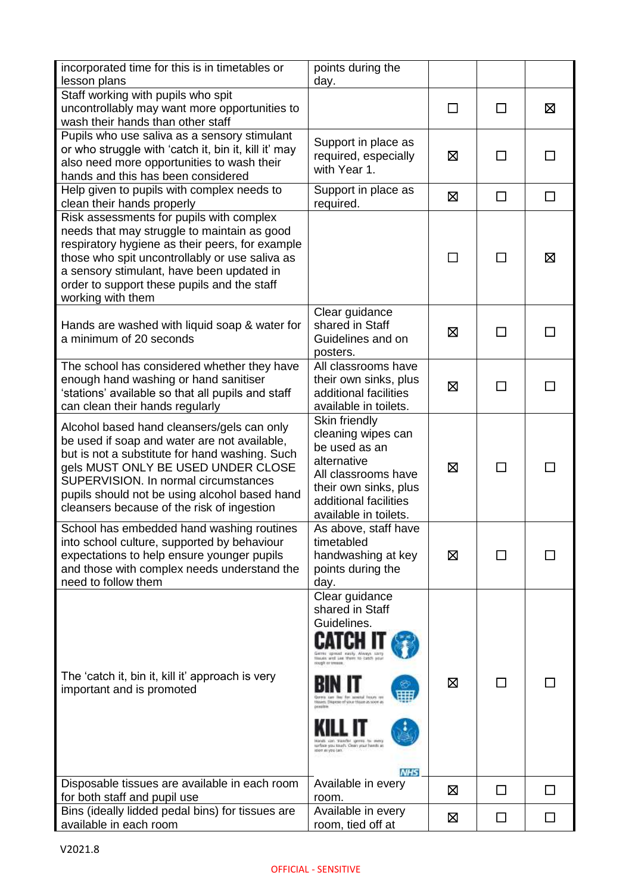| | | | | |
|---|---|---|---|---|
| incorporated time for this is in timetables or lesson plans | points during the day. | | | |
| Staff working with pupils who spit uncontrollably may want more opportunities to wash their hands than other staff | | ☐ | ☐ | ☒ |
| Pupils who use saliva as a sensory stimulant or who struggle with 'catch it, bin it, kill it' may also need more opportunities to wash their hands and this has been considered | Support in place as required, especially with Year 1. | ☒ | ☐ | ☐ |
| Help given to pupils with complex needs to clean their hands properly | Support in place as required. | ☒ | ☐ | ☐ |
| Risk assessments for pupils with complex needs that may struggle to maintain as good respiratory hygiene as their peers, for example those who spit uncontrollably or use saliva as a sensory stimulant, have been updated in order to support these pupils and the staff working with them | | ☐ | ☐ | ☒ |
| Hands are washed with liquid soap & water for a minimum of 20 seconds | Clear guidance shared in Staff Guidelines and on posters. | ☒ | ☐ | ☐ |
| The school has considered whether they have enough hand washing or hand sanitiser 'stations' available so that all pupils and staff can clean their hands regularly | All classrooms have their own sinks, plus additional facilities available in toilets. | ☒ | ☐ | ☐ |
| Alcohol based hand cleansers/gels can only be used if soap and water are not available, but is not a substitute for hand washing. Such gels MUST ONLY BE USED UNDER CLOSE SUPERVISION. In normal circumstances pupils should not be using alcohol based hand cleansers because of the risk of ingestion | Skin friendly cleaning wipes can be used as an alternative All classrooms have their own sinks, plus additional facilities available in toilets. | ☒ | ☐ | ☐ |
| School has embedded hand washing routines into school culture, supported by behaviour expectations to help ensure younger pupils and those with complex needs understand the need to follow them | As above, staff have timetabled handwashing at key points during the day. | ☒ | ☐ | ☐ |
| The 'catch it, bin it, kill it' approach is very important and is promoted | Clear guidance shared in Staff Guidelines. CATCH IT Germs spread easily. Always carry tissues and use them to catch your cough or sneeze. BIN IT Germs can live for several hours on tissues. Dispose of your tissue as soon as possible. KILL IT Hands can transfer germs to every surface you touch. Clean your hands as soon as you can. NHS | ☒ | ☐ | ☐ |
| Disposable tissues are available in each room for both staff and pupil use | Available in every room. | ☒ | ☐ | ☐ |
| Bins (ideally lidded pedal bins) for tissues are available in each room | Available in every room, tied off at | ☒ | ☐ | ☐ |

V2021.8

OFFICIAL - SENSITIVE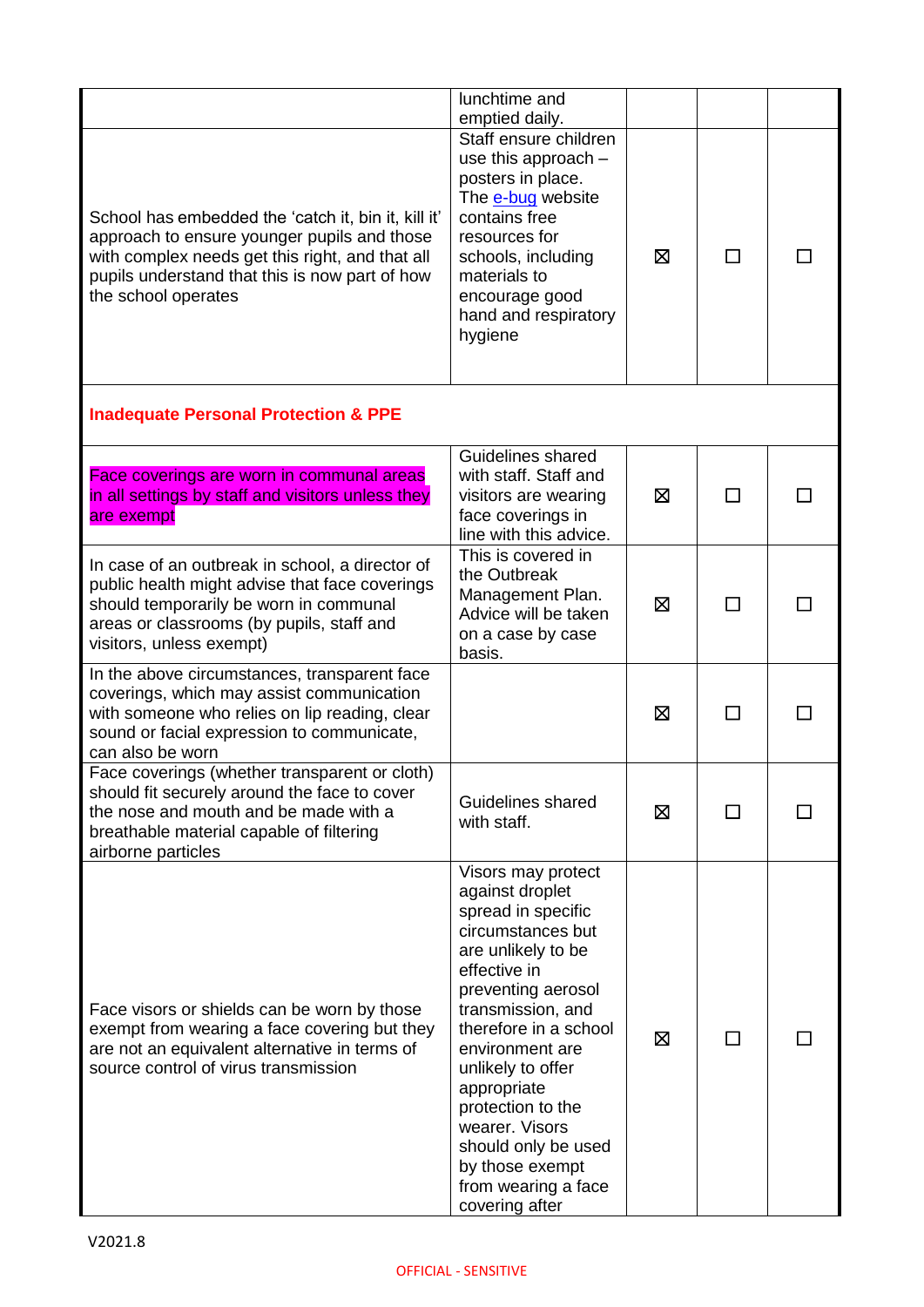| | | | | |
|---|---|---|---|---|
| | lunchtime and emptied daily. | | | |
| School has embedded the 'catch it, bin it, kill it' approach to ensure younger pupils and those with complex needs get this right, and that all pupils understand that this is now part of how the school operates | Staff ensure children use this approach – posters in place. The e-bug website contains free resources for schools, including materials to encourage good hand and respiratory hygiene | ☒ | ☐ | ☐ |
| **Inadequate Personal Protection & PPE** | | | | |
| Face coverings are worn in communal areas in all settings by staff and visitors unless they are exempt | Guidelines shared with staff. Staff and visitors are wearing face coverings in line with this advice. | ☒ | ☐ | ☐ |
| In case of an outbreak in school, a director of public health might advise that face coverings should temporarily be worn in communal areas or classrooms (by pupils, staff and visitors, unless exempt) | This is covered in the Outbreak Management Plan. Advice will be taken on a case by case basis. | ☒ | ☐ | ☐ |
| In the above circumstances, transparent face coverings, which may assist communication with someone who relies on lip reading, clear sound or facial expression to communicate, can also be worn | | ☒ | ☐ | ☐ |
| Face coverings (whether transparent or cloth) should fit securely around the face to cover the nose and mouth and be made with a breathable material capable of filtering airborne particles | Guidelines shared with staff. | ☒ | ☐ | ☐ |
| Face visors or shields can be worn by those exempt from wearing a face covering but they are not an equivalent alternative in terms of source control of virus transmission | Visors may protect against droplet spread in specific circumstances but are unlikely to be effective in preventing aerosol transmission, and therefore in a school environment are unlikely to offer appropriate protection to the wearer. Visors should only be used by those exempt from wearing a face covering after | ☒ | ☐ | ☐ |

V2021.8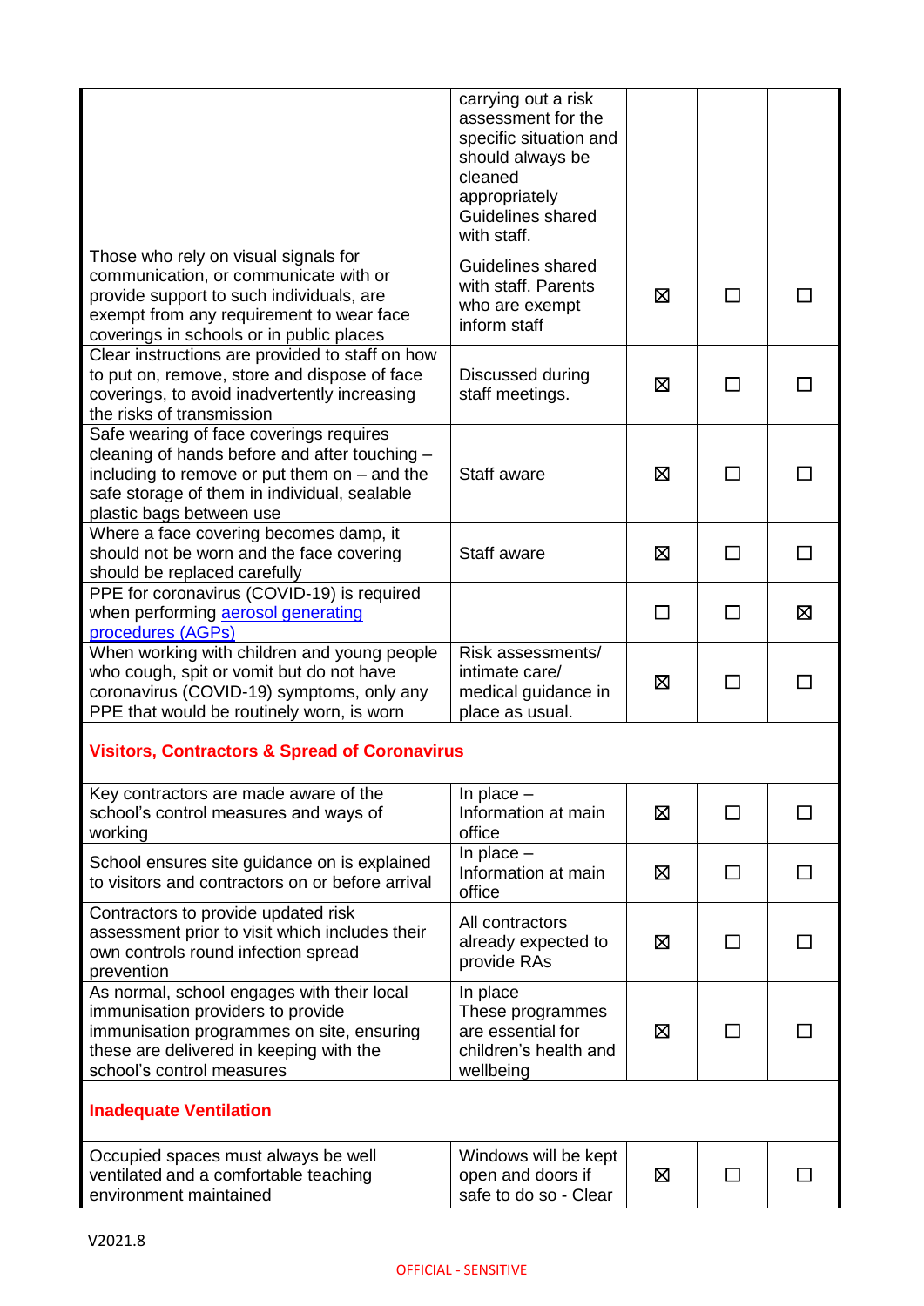| | | | | |
|---|---|---|---|---|
| | carrying out a risk assessment for the specific situation and should always be cleaned appropriately Guidelines shared with staff. | | | |
| Those who rely on visual signals for communication, or communicate with or provide support to such individuals, are exempt from any requirement to wear face coverings in schools or in public places | Guidelines shared with staff. Parents who are exempt inform staff | ☒ | ☐ | ☐ |
| Clear instructions are provided to staff on how to put on, remove, store and dispose of face coverings, to avoid inadvertently increasing the risks of transmission | Discussed during staff meetings. | ☒ | ☐ | ☐ |
| Safe wearing of face coverings requires cleaning of hands before and after touching – including to remove or put them on – and the safe storage of them in individual, sealable plastic bags between use | Staff aware | ☒ | ☐ | ☐ |
| Where a face covering becomes damp, it should not be worn and the face covering should be replaced carefully | Staff aware | ☒ | ☐ | ☐ |
| PPE for coronavirus (COVID-19) is required when performing [aerosol generating procedures (AGPs)] | | ☐ | ☐ | ☒ |
| When working with children and young people who cough, spit or vomit but do not have coronavirus (COVID-19) symptoms, only any PPE that would be routinely worn, is worn | Risk assessments/ intimate care/ medical guidance in place as usual. | ☒ | ☐ | ☐ |
| **Visitors, Contractors & Spread of Coronavirus** | | | | |
| Key contractors are made aware of the school's control measures and ways of working | In place – Information at main office | ☒ | ☐ | ☐ |
| School ensures site guidance on is explained to visitors and contractors on or before arrival | In place – Information at main office | ☒ | ☐ | ☐ |
| Contractors to provide updated risk assessment prior to visit which includes their own controls round infection spread prevention | All contractors already expected to provide RAs | ☒ | ☐ | ☐ |
| As normal, school engages with their local immunisation providers to provide immunisation programmes on site, ensuring these are delivered in keeping with the school's control measures | In place These programmes are essential for children's health and wellbeing | ☒ | ☐ | ☐ |
| **Inadequate Ventilation** | | | | |
| Occupied spaces must always be well ventilated and a comfortable teaching environment maintained | Windows will be kept open and doors if safe to do so - Clear | ☒ | ☐ | ☐ |

V2021.8

OFFICIAL - SENSITIVE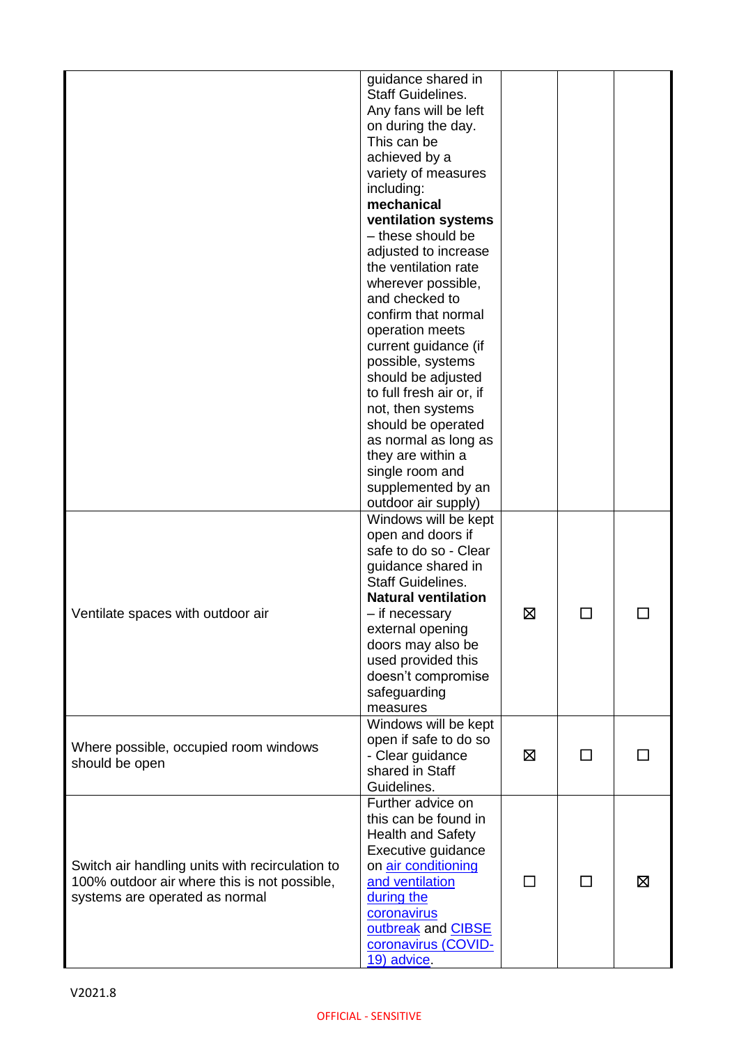| | | | | |
|---|---|---|---|---|
| | guidance shared in Staff Guidelines. Any fans will be left on during the day. This can be achieved by a variety of measures including: **mechanical ventilation systems** – these should be adjusted to increase the ventilation rate wherever possible, and checked to confirm that normal operation meets current guidance (if possible, systems should be adjusted to full fresh air or, if not, then systems should be operated as normal as long as they are within a single room and supplemented by an outdoor air supply) | | | |
| Ventilate spaces with outdoor air | Windows will be kept open and doors if safe to do so - Clear guidance shared in Staff Guidelines. **Natural ventilation** – if necessary external opening doors may also be used provided this doesn't compromise safeguarding measures | ☒ | ☐ | ☐ |
| Where possible, occupied room windows should be open | Windows will be kept open if safe to do so - Clear guidance shared in Staff Guidelines. | ☒ | ☐ | ☐ |
| Switch air handling units with recirculation to 100% outdoor air where this is not possible, systems are operated as normal | Further advice on this can be found in Health and Safety Executive guidance on air conditioning and ventilation during the coronavirus outbreak and CIBSE coronavirus (COVID-19) advice. | ☐ | ☐ | ☒ |

V2021.8

OFFICIAL - SENSITIVE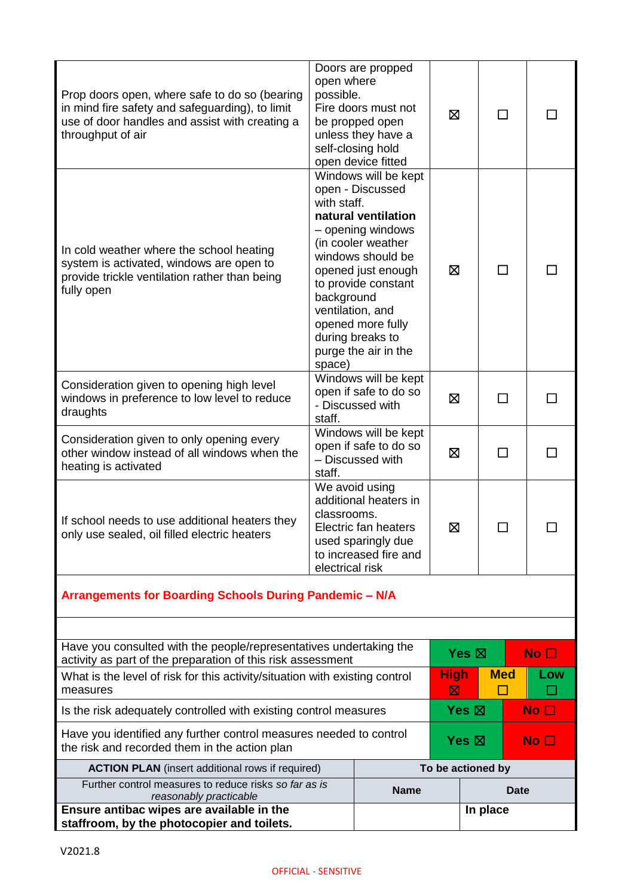| | | | | |
|---|---|---|---|---|
| Prop doors open, where safe to do so (bearing in mind fire safety and safeguarding), to limit use of door handles and assist with creating a throughput of air | Doors are propped open where possible. Fire doors must not be propped open unless they have a self-closing hold open device fitted | ☒ | ☐ | ☐ |
| In cold weather where the school heating system is activated, windows are open to provide trickle ventilation rather than being fully open | Windows will be kept open - Discussed with staff. **natural ventilation** – opening windows (in cooler weather windows should be opened just enough to provide constant background ventilation, and opened more fully during breaks to purge the air in the space) | ☒ | ☐ | ☐ |
| Consideration given to opening high level windows in preference to low level to reduce draughts | Windows will be kept open if safe to do so - Discussed with staff. | ☒ | ☐ | ☐ |
| Consideration given to only opening every other window instead of all windows when the heating is activated | Windows will be kept open if safe to do so – Discussed with staff. | ☒ | ☐ | ☐ |
| If school needs to use additional heaters they only use sealed, oil filled electric heaters | We avoid using additional heaters in classrooms. Electric fan heaters used sparingly due to increased fire and electrical risk | ☒ | ☐ | ☐ |

**Arrangements for Boarding Schools During Pandemic – N/A**

| | | | |
|---|---|---|---|
| Have you consulted with the people/representatives undertaking the activity as part of the preparation of this risk assessment | Yes ☒ | | No ☐ |
| What is the level of risk for this activity/situation with existing control measures | High ☒ | Med ☐ | Low ☐ |
| Is the risk adequately controlled with existing control measures | Yes ☒ | | No ☐ |
| Have you identified any further control measures needed to control the risk and recorded them in the action plan | Yes ☒ | | No ☐ |

| **ACTION PLAN** (insert additional rows if required) | To be actioned by | |
|---|---|---|
| Further control measures to reduce risks *so far as is reasonably practicable* | **Name** | **Date** |
| **Ensure antibac wipes are available in the staffroom, by the photocopier and toilets.** | | **In place** |

V2021.8

OFFICIAL - SENSITIVE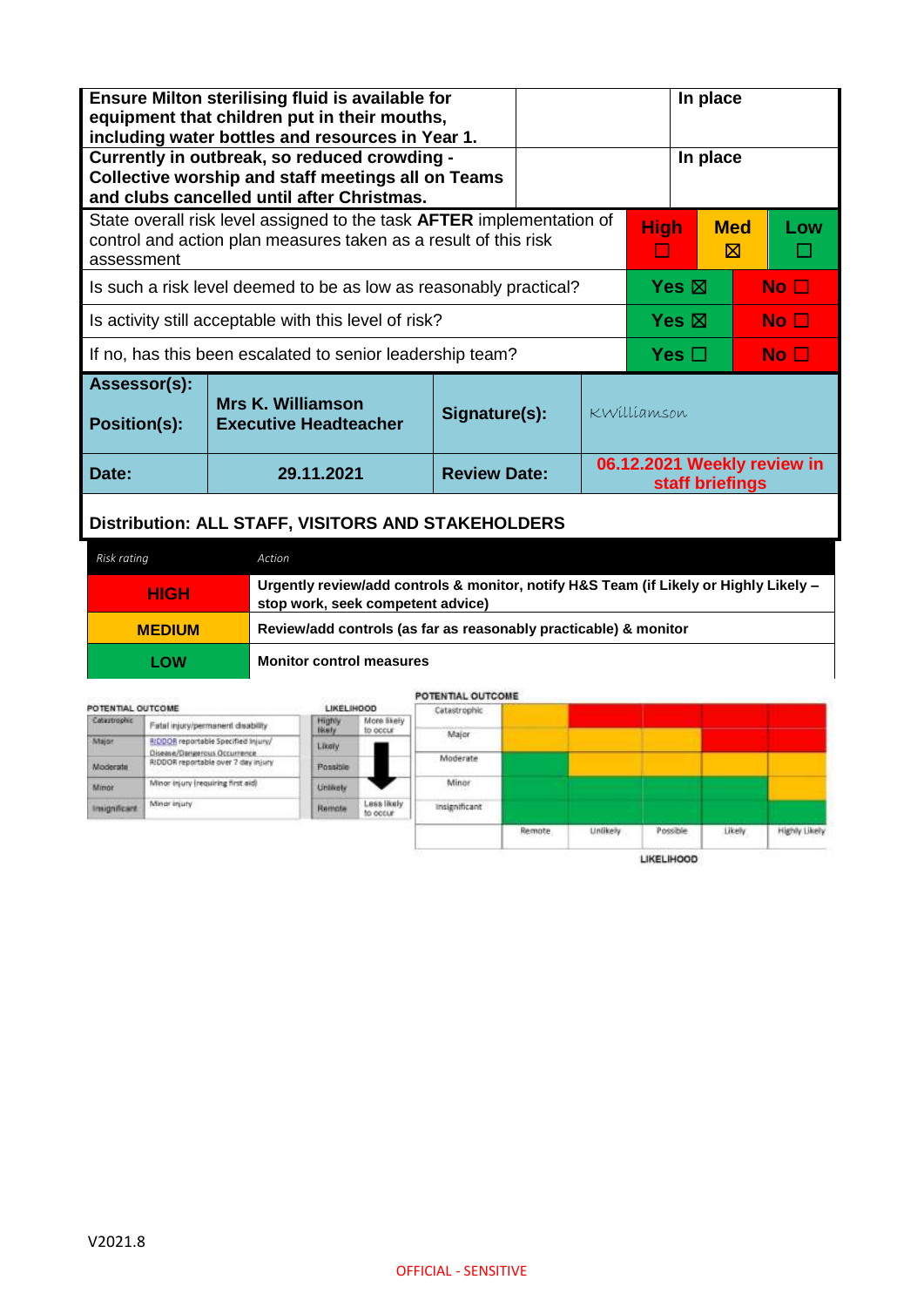| | | |
|---|---|---|
| **Ensure Milton sterilising fluid is available for equipment that children put in their mouths, including water bottles and resources in Year 1.** | | **In place** |
| **Currently in outbreak, so reduced crowding - Collective worship and staff meetings all on Teams and clubs cancelled until after Christmas.** | | **In place** |

| | | | |
|---|---|---|---|
| State overall risk level assigned to the task **AFTER** implementation of control and action plan measures taken as a result of this risk assessment | **High** ☐ | **Med** ☒ | **Low** ☐ |
| Is such a risk level deemed to be as low as reasonably practical? | **Yes** ☒ | | **No** ☐ |
| Is activity still acceptable with this level of risk? | **Yes** ☒ | | **No** ☐ |
| If no, has this been escalated to senior leadership team? | **Yes** ☐ | | **No** ☐ |

| | | | |
|---|---|---|---|
| **Assessor(s):** **Position(s):** | **Mrs K. Williamson** **Executive Headteacher** | **Signature(s):** | KWilliamson |
| **Date:** | **29.11.2021** | **Review Date:** | **06.12.2021 Weekly review in staff briefings** |

**Distribution: ALL STAFF, VISITORS AND STAKEHOLDERS**

| *Risk rating* | *Action* |
|---|---|
| **HIGH** | **Urgently review/add controls & monitor, notify H&S Team (if Likely or Highly Likely – stop work, seek competent advice)** |
| **MEDIUM** | **Review/add controls (as far as reasonably practicable) & monitor** |
| **LOW** | **Monitor control measures** |

| POTENTIAL OUTCOME | |
|---|---|
| Catastrophic | Fatal injury/permanent disability |
| Major | RIDDOR reportable Specified Injury/ Disease/Dangerous Occurrence |
| Moderate | RIDDOR reportable over 7 day injury |
| Minor | Minor injury (requiring first aid) |
| Insignificant | Minor injury |

LIKELIHOOD

Highly likely – More likely to occur

Likely

Possible

Unlikely

Remote – Less likely to occur

POTENTIAL OUTCOME

Catastrophic

Major

Moderate

Minor

Insignificant

Remote Unlikely Possible Likely Highly Likely

LIKELIHOOD

V2021.8

OFFICIAL - SENSITIVE